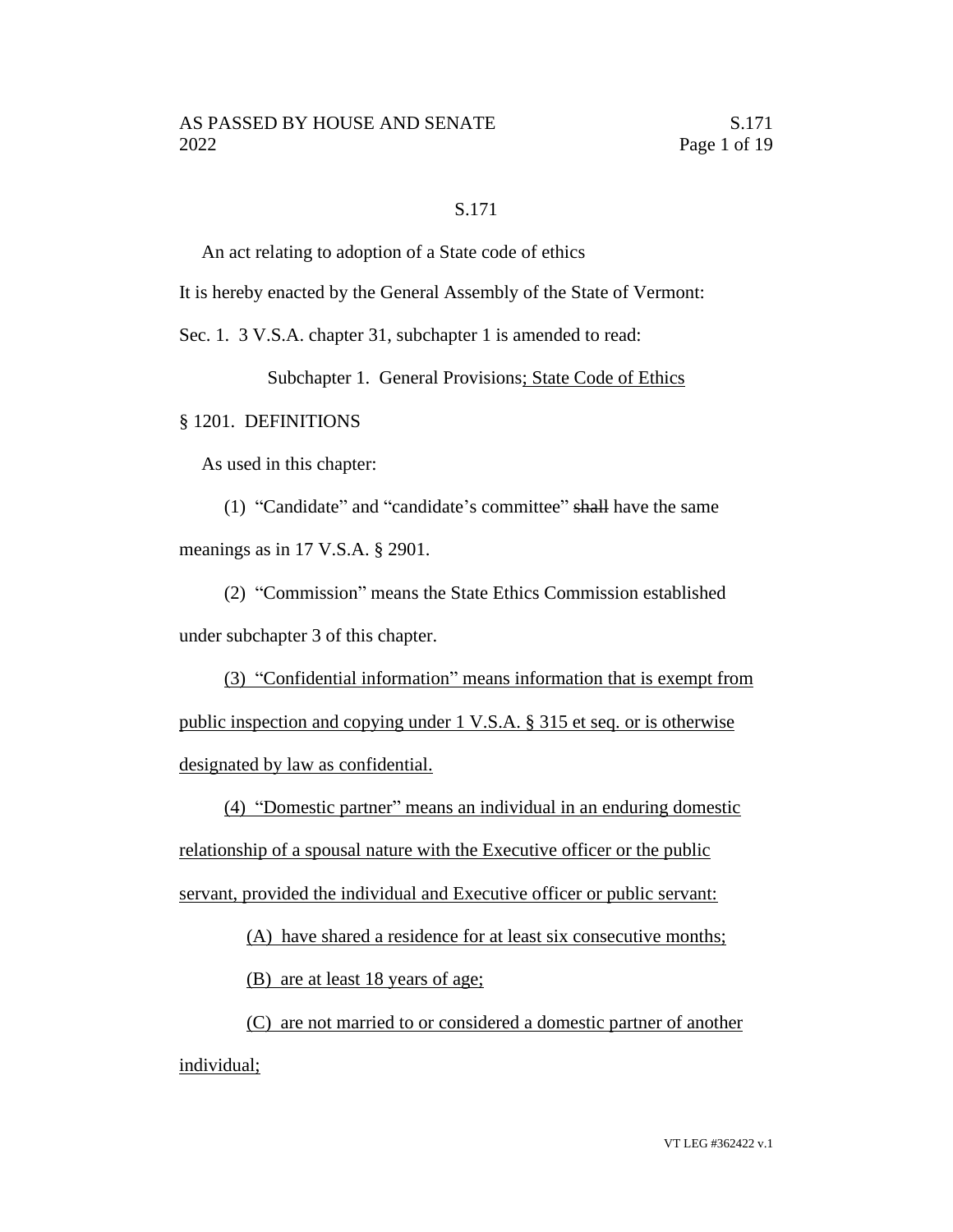# S.171

An act relating to adoption of a State code of ethics

It is hereby enacted by the General Assembly of the State of Vermont:

Sec. 1. 3 V.S.A. chapter 31, subchapter 1 is amended to read:

## Subchapter 1. General Provisions; State Code of Ethics

### § 1201. DEFINITIONS

As used in this chapter:

(1) "Candidate" and "candidate's committee" ~~shall~~ have the same meanings as in 17 V.S.A. § 2901.

(2) "Commission" means the State Ethics Commission established under subchapter 3 of this chapter.

(3) "Confidential information" means information that is exempt from public inspection and copying under 1 V.S.A. § 315 et seq. or is otherwise designated by law as confidential.

(4) "Domestic partner" means an individual in an enduring domestic relationship of a spousal nature with the Executive officer or the public servant, provided the individual and Executive officer or public servant:

(A) have shared a residence for at least six consecutive months;

(B) are at least 18 years of age;

(C) are not married to or considered a domestic partner of another individual;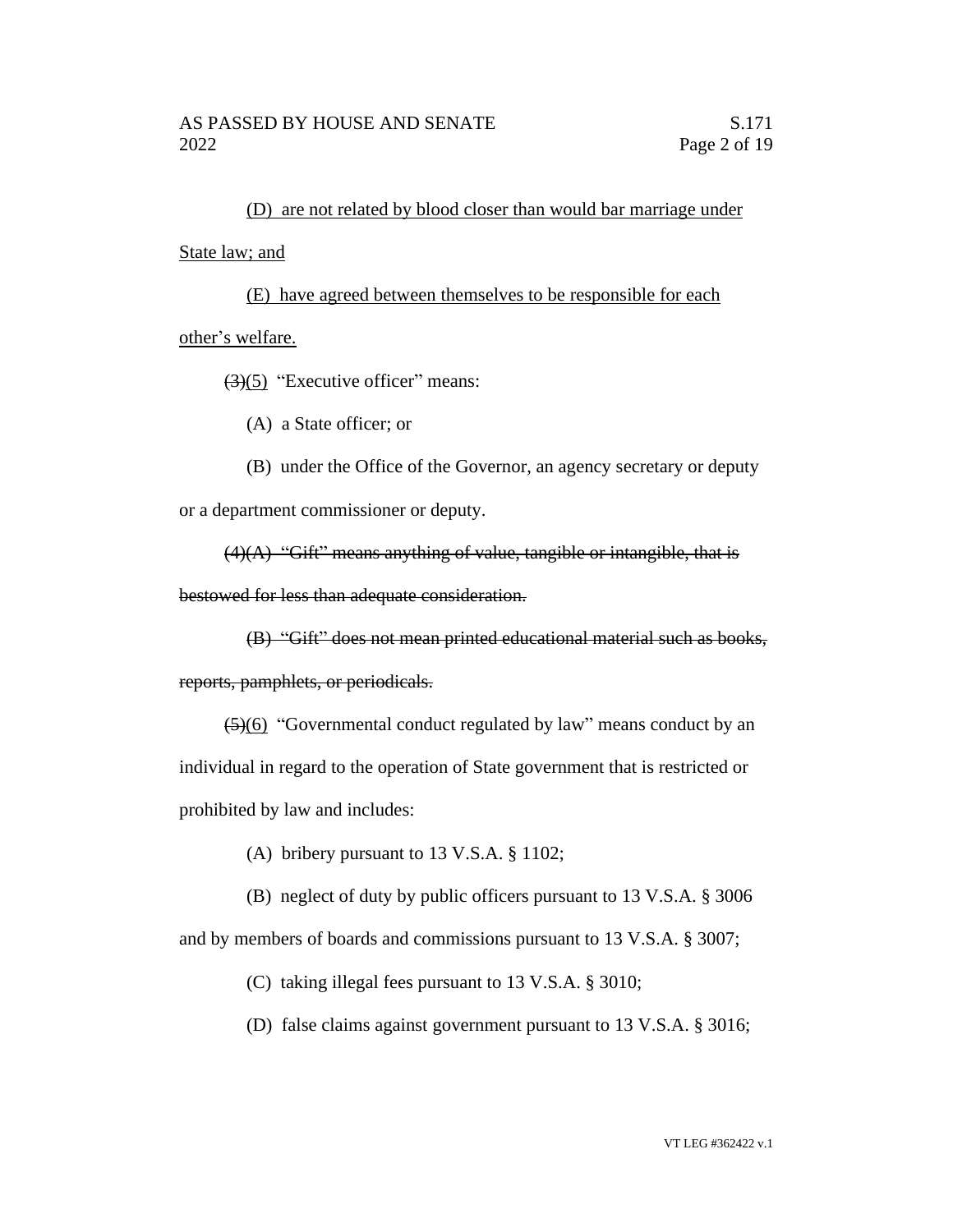<u>(D) are not related by blood closer than would bar marriage under State law; and</u>

<u>(E) have agreed between themselves to be responsible for each other's welfare.</u>

~~(3)~~<u>(5)</u> "Executive officer" means:

(A) a State officer; or

(B) under the Office of the Governor, an agency secretary or deputy or a department commissioner or deputy.

~~(4)(A) "Gift" means anything of value, tangible or intangible, that is bestowed for less than adequate consideration.~~

~~(B) "Gift" does not mean printed educational material such as books, reports, pamphlets, or periodicals.~~

~~(5)~~<u>(6)</u> "Governmental conduct regulated by law" means conduct by an individual in regard to the operation of State government that is restricted or prohibited by law and includes:

(A) bribery pursuant to 13 V.S.A. § 1102;

(B) neglect of duty by public officers pursuant to 13 V.S.A. § 3006 and by members of boards and commissions pursuant to 13 V.S.A. § 3007;

(C) taking illegal fees pursuant to 13 V.S.A. § 3010;

(D) false claims against government pursuant to 13 V.S.A. § 3016;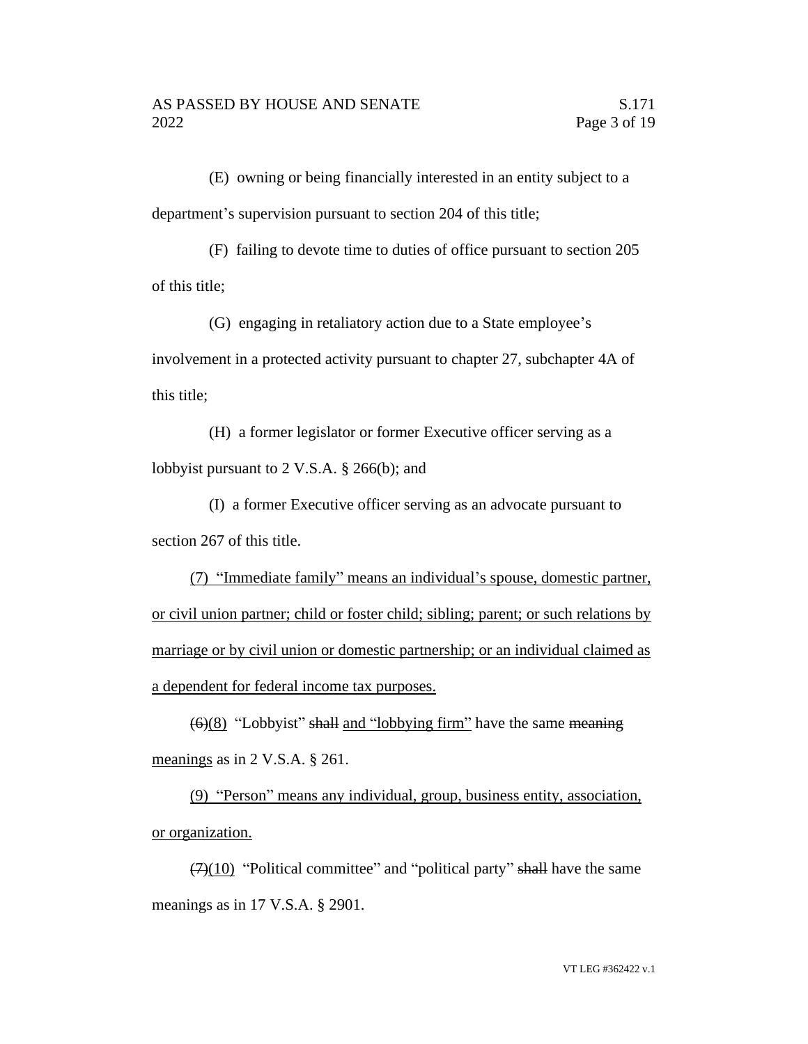(E) owning or being financially interested in an entity subject to a department's supervision pursuant to section 204 of this title;

(F) failing to devote time to duties of office pursuant to section 205 of this title;

(G) engaging in retaliatory action due to a State employee's involvement in a protected activity pursuant to chapter 27, subchapter 4A of this title;

(H) a former legislator or former Executive officer serving as a lobbyist pursuant to 2 V.S.A. § 266(b); and

(I) a former Executive officer serving as an advocate pursuant to section 267 of this title.

<u>(7) "Immediate family" means an individual's spouse, domestic partner, or civil union partner; child or foster child; sibling; parent; or such relations by marriage or by civil union or domestic partnership; or an individual claimed as a dependent for federal income tax purposes.</u>

~~(6)~~<u>(8)</u> "Lobbyist" ~~shall~~ <u>and "lobbying firm"</u> have the same ~~meaning~~ <u>meanings</u> as in 2 V.S.A. § 261.

<u>(9) "Person" means any individual, group, business entity, association, or organization.</u>

~~(7)~~<u>(10)</u> "Political committee" and "political party" ~~shall~~ have the same meanings as in 17 V.S.A. § 2901.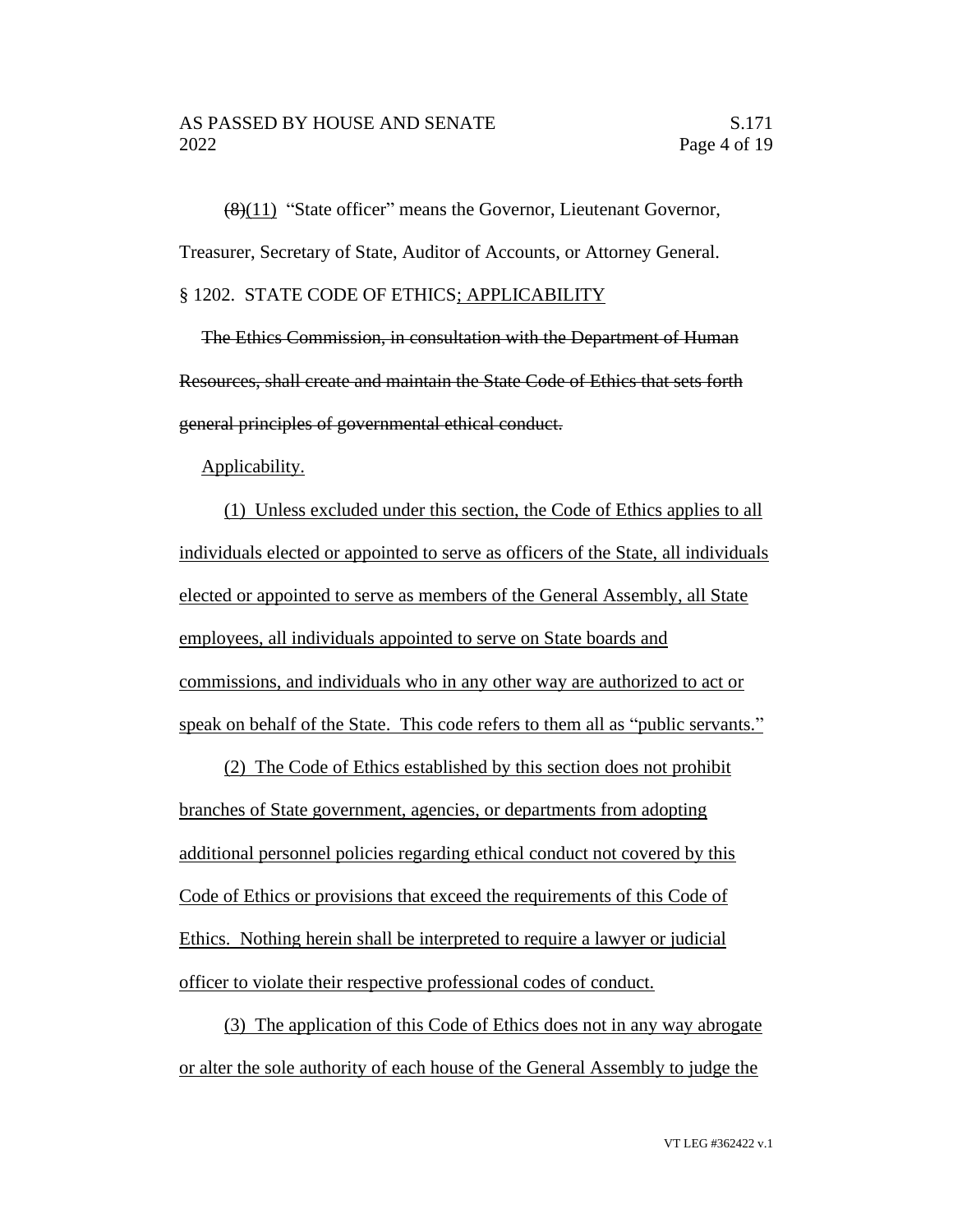~~(8)~~(11) "State officer" means the Governor, Lieutenant Governor, Treasurer, Secretary of State, Auditor of Accounts, or Attorney General.

§ 1202. STATE CODE OF ETHICS<u>; APPLICABILITY</u>

~~The Ethics Commission, in consultation with the Department of Human Resources, shall create and maintain the State Code of Ethics that sets forth general principles of governmental ethical conduct.~~

<u>Applicability.</u>

<u>(1) Unless excluded under this section, the Code of Ethics applies to all individuals elected or appointed to serve as officers of the State, all individuals elected or appointed to serve as members of the General Assembly, all State employees, all individuals appointed to serve on State boards and commissions, and individuals who in any other way are authorized to act or speak on behalf of the State. This code refers to them all as "public servants."</u>

<u>(2) The Code of Ethics established by this section does not prohibit branches of State government, agencies, or departments from adopting additional personnel policies regarding ethical conduct not covered by this Code of Ethics or provisions that exceed the requirements of this Code of Ethics. Nothing herein shall be interpreted to require a lawyer or judicial officer to violate their respective professional codes of conduct.</u>

<u>(3) The application of this Code of Ethics does not in any way abrogate or alter the sole authority of each house of the General Assembly to judge the</u>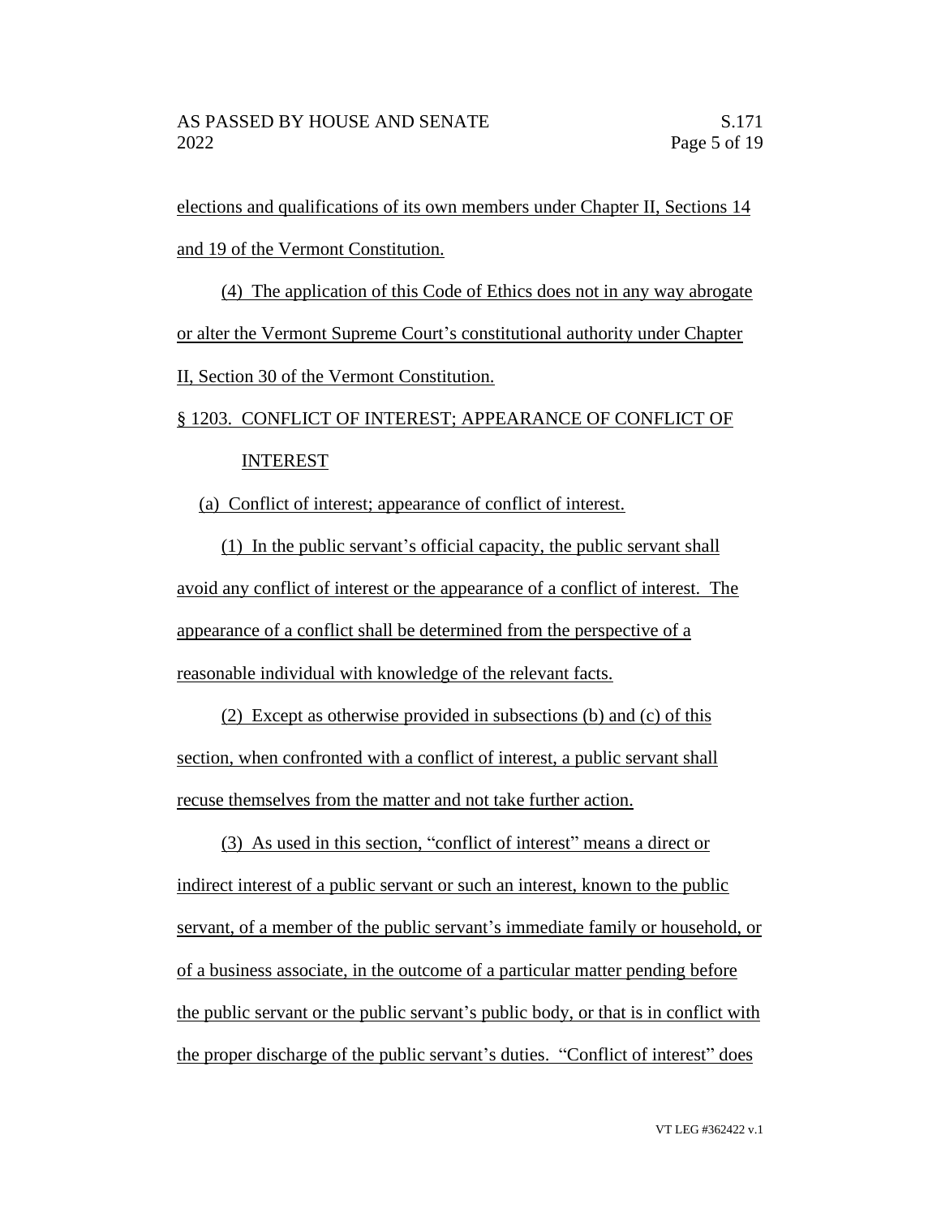elections and qualifications of its own members under Chapter II, Sections 14 and 19 of the Vermont Constitution.

(4) The application of this Code of Ethics does not in any way abrogate or alter the Vermont Supreme Court's constitutional authority under Chapter II, Section 30 of the Vermont Constitution.

§ 1203. CONFLICT OF INTEREST; APPEARANCE OF CONFLICT OF INTEREST

(a) Conflict of interest; appearance of conflict of interest.

(1) In the public servant's official capacity, the public servant shall avoid any conflict of interest or the appearance of a conflict of interest. The appearance of a conflict shall be determined from the perspective of a reasonable individual with knowledge of the relevant facts.

(2) Except as otherwise provided in subsections (b) and (c) of this section, when confronted with a conflict of interest, a public servant shall recuse themselves from the matter and not take further action.

(3) As used in this section, "conflict of interest" means a direct or indirect interest of a public servant or such an interest, known to the public servant, of a member of the public servant's immediate family or household, or of a business associate, in the outcome of a particular matter pending before the public servant or the public servant's public body, or that is in conflict with the proper discharge of the public servant's duties. "Conflict of interest" does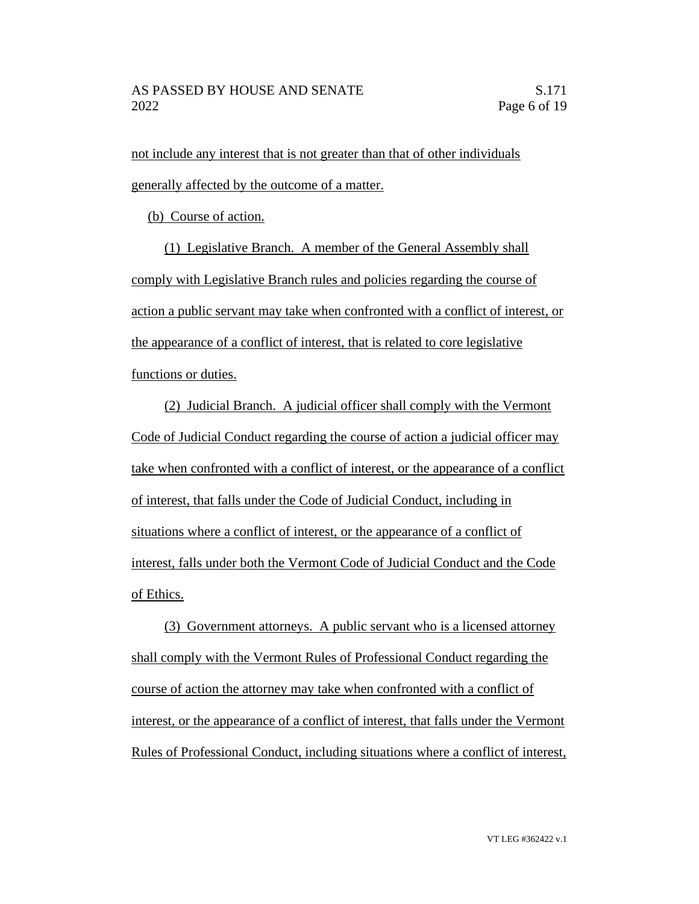not include any interest that is not greater than that of other individuals generally affected by the outcome of a matter.

(b) Course of action.

(1) Legislative Branch. A member of the General Assembly shall comply with Legislative Branch rules and policies regarding the course of action a public servant may take when confronted with a conflict of interest, or the appearance of a conflict of interest, that is related to core legislative functions or duties.

(2) Judicial Branch. A judicial officer shall comply with the Vermont Code of Judicial Conduct regarding the course of action a judicial officer may take when confronted with a conflict of interest, or the appearance of a conflict of interest, that falls under the Code of Judicial Conduct, including in situations where a conflict of interest, or the appearance of a conflict of interest, falls under both the Vermont Code of Judicial Conduct and the Code of Ethics.

(3) Government attorneys. A public servant who is a licensed attorney shall comply with the Vermont Rules of Professional Conduct regarding the course of action the attorney may take when confronted with a conflict of interest, or the appearance of a conflict of interest, that falls under the Vermont Rules of Professional Conduct, including situations where a conflict of interest,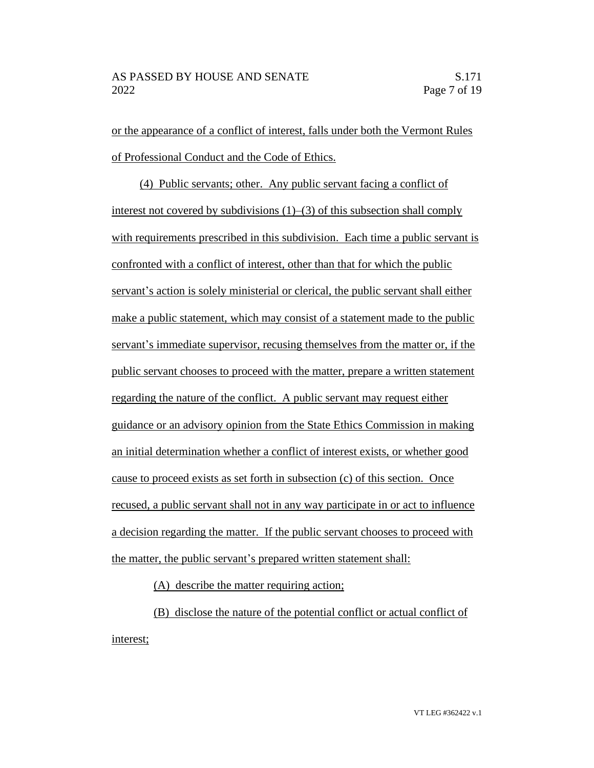or the appearance of a conflict of interest, falls under both the Vermont Rules of Professional Conduct and the Code of Ethics.

(4) Public servants; other. Any public servant facing a conflict of interest not covered by subdivisions (1)–(3) of this subsection shall comply with requirements prescribed in this subdivision. Each time a public servant is confronted with a conflict of interest, other than that for which the public servant's action is solely ministerial or clerical, the public servant shall either make a public statement, which may consist of a statement made to the public servant's immediate supervisor, recusing themselves from the matter or, if the public servant chooses to proceed with the matter, prepare a written statement regarding the nature of the conflict. A public servant may request either guidance or an advisory opinion from the State Ethics Commission in making an initial determination whether a conflict of interest exists, or whether good cause to proceed exists as set forth in subsection (c) of this section. Once recused, a public servant shall not in any way participate in or act to influence a decision regarding the matter. If the public servant chooses to proceed with the matter, the public servant's prepared written statement shall:

(A) describe the matter requiring action;

(B) disclose the nature of the potential conflict or actual conflict of interest;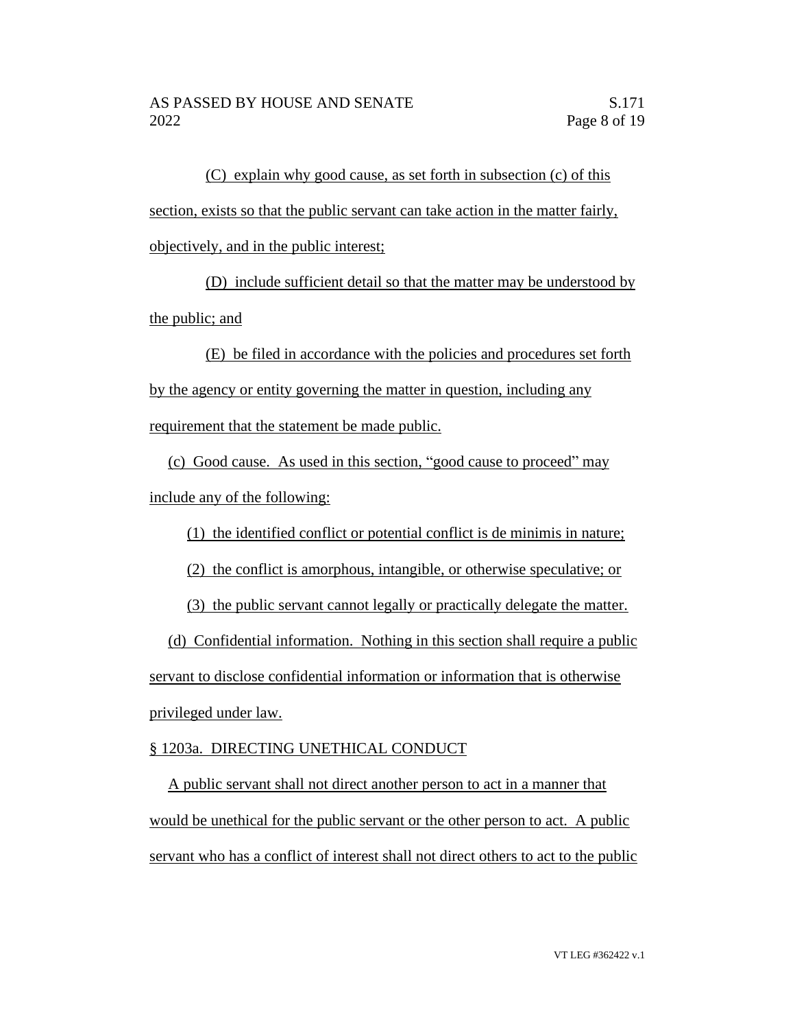(C) explain why good cause, as set forth in subsection (c) of this section, exists so that the public servant can take action in the matter fairly, objectively, and in the public interest;

(D) include sufficient detail so that the matter may be understood by the public; and

(E) be filed in accordance with the policies and procedures set forth by the agency or entity governing the matter in question, including any requirement that the statement be made public.

(c) Good cause. As used in this section, "good cause to proceed" may include any of the following:

(1) the identified conflict or potential conflict is de minimis in nature;

(2) the conflict is amorphous, intangible, or otherwise speculative; or

(3) the public servant cannot legally or practically delegate the matter.

(d) Confidential information. Nothing in this section shall require a public servant to disclose confidential information or information that is otherwise privileged under law.

§ 1203a. DIRECTING UNETHICAL CONDUCT

A public servant shall not direct another person to act in a manner that would be unethical for the public servant or the other person to act. A public servant who has a conflict of interest shall not direct others to act to the public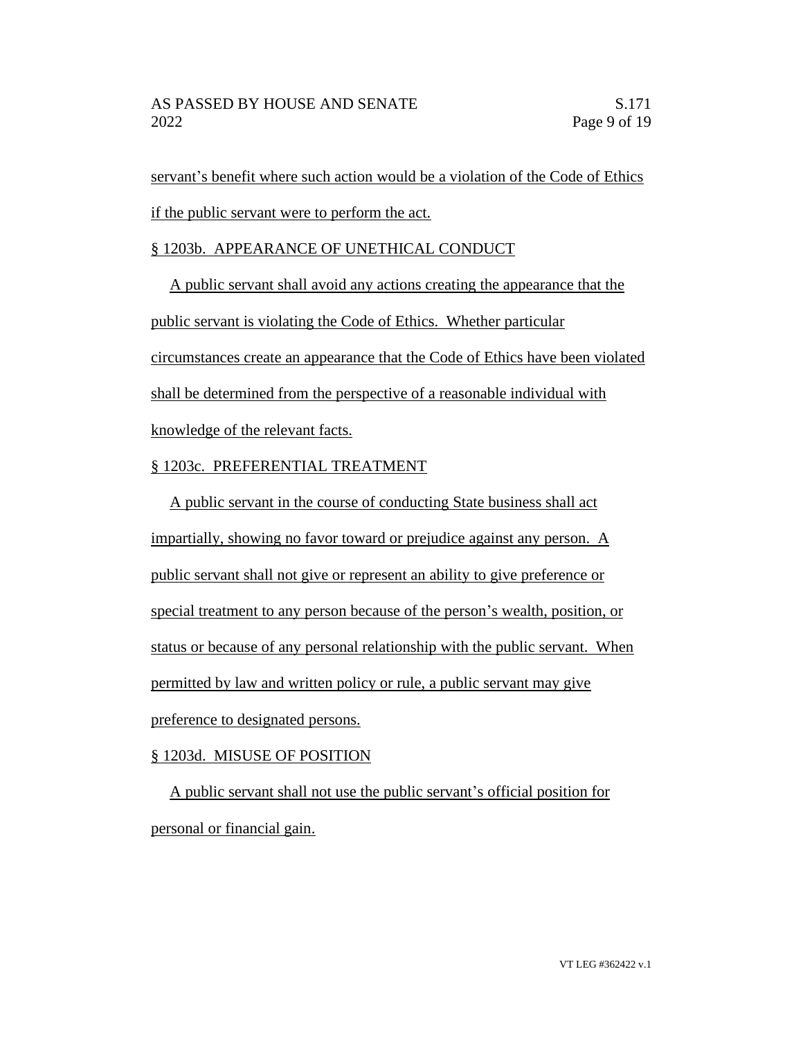servant's benefit where such action would be a violation of the Code of Ethics if the public servant were to perform the act.

§ 1203b. APPEARANCE OF UNETHICAL CONDUCT

A public servant shall avoid any actions creating the appearance that the public servant is violating the Code of Ethics. Whether particular circumstances create an appearance that the Code of Ethics have been violated shall be determined from the perspective of a reasonable individual with knowledge of the relevant facts.

§ 1203c. PREFERENTIAL TREATMENT

A public servant in the course of conducting State business shall act impartially, showing no favor toward or prejudice against any person. A public servant shall not give or represent an ability to give preference or special treatment to any person because of the person's wealth, position, or status or because of any personal relationship with the public servant. When permitted by law and written policy or rule, a public servant may give preference to designated persons.

§ 1203d. MISUSE OF POSITION

A public servant shall not use the public servant's official position for personal or financial gain.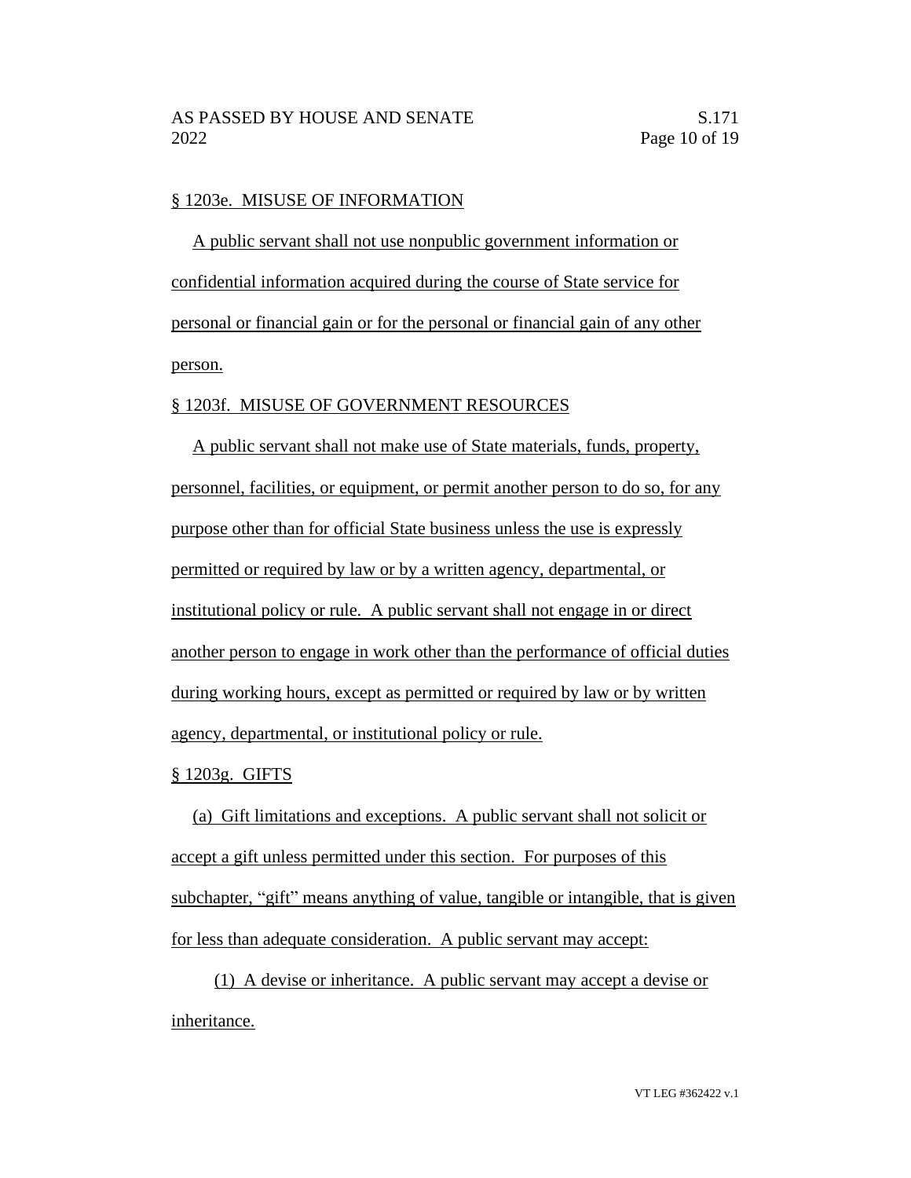§ 1203e. MISUSE OF INFORMATION

A public servant shall not use nonpublic government information or confidential information acquired during the course of State service for personal or financial gain or for the personal or financial gain of any other person.

§ 1203f. MISUSE OF GOVERNMENT RESOURCES

A public servant shall not make use of State materials, funds, property, personnel, facilities, or equipment, or permit another person to do so, for any purpose other than for official State business unless the use is expressly permitted or required by law or by a written agency, departmental, or institutional policy or rule. A public servant shall not engage in or direct another person to engage in work other than the performance of official duties during working hours, except as permitted or required by law or by written agency, departmental, or institutional policy or rule.

§ 1203g. GIFTS

(a) Gift limitations and exceptions. A public servant shall not solicit or accept a gift unless permitted under this section. For purposes of this subchapter, "gift" means anything of value, tangible or intangible, that is given for less than adequate consideration. A public servant may accept:

(1) A devise or inheritance. A public servant may accept a devise or inheritance.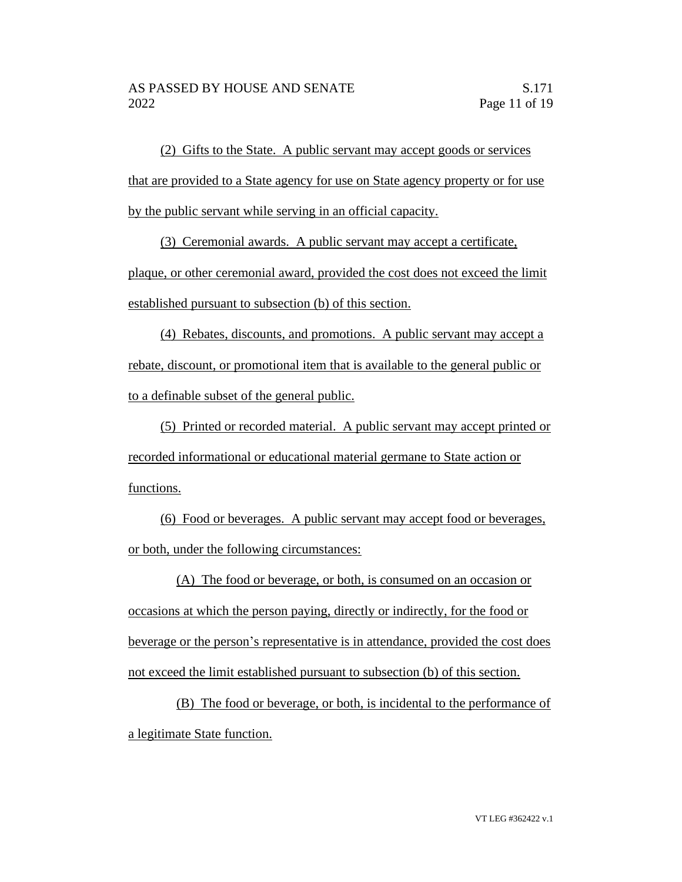(2) Gifts to the State. A public servant may accept goods or services that are provided to a State agency for use on State agency property or for use by the public servant while serving in an official capacity.

(3) Ceremonial awards. A public servant may accept a certificate, plaque, or other ceremonial award, provided the cost does not exceed the limit established pursuant to subsection (b) of this section.

(4) Rebates, discounts, and promotions. A public servant may accept a rebate, discount, or promotional item that is available to the general public or to a definable subset of the general public.

(5) Printed or recorded material. A public servant may accept printed or recorded informational or educational material germane to State action or functions.

(6) Food or beverages. A public servant may accept food or beverages, or both, under the following circumstances:

(A) The food or beverage, or both, is consumed on an occasion or occasions at which the person paying, directly or indirectly, for the food or beverage or the person's representative is in attendance, provided the cost does not exceed the limit established pursuant to subsection (b) of this section.

(B) The food or beverage, or both, is incidental to the performance of a legitimate State function.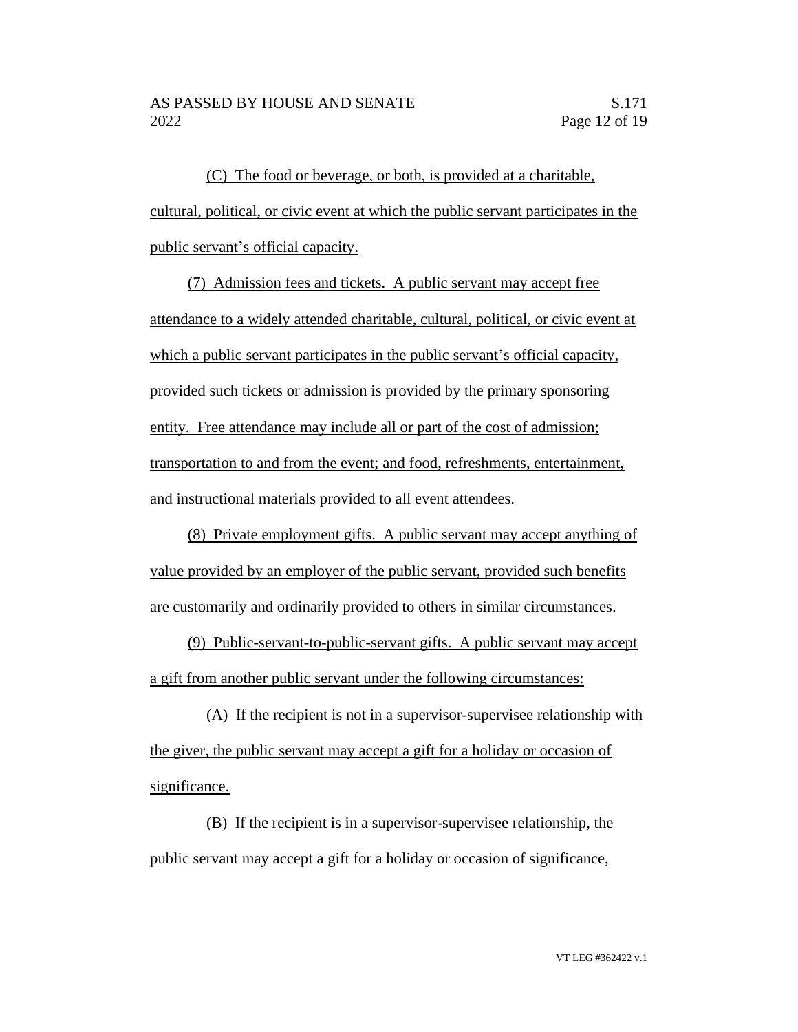(C) The food or beverage, or both, is provided at a charitable, cultural, political, or civic event at which the public servant participates in the public servant's official capacity.

(7) Admission fees and tickets. A public servant may accept free attendance to a widely attended charitable, cultural, political, or civic event at which a public servant participates in the public servant's official capacity, provided such tickets or admission is provided by the primary sponsoring entity. Free attendance may include all or part of the cost of admission; transportation to and from the event; and food, refreshments, entertainment, and instructional materials provided to all event attendees.

(8) Private employment gifts. A public servant may accept anything of value provided by an employer of the public servant, provided such benefits are customarily and ordinarily provided to others in similar circumstances.

(9) Public-servant-to-public-servant gifts. A public servant may accept a gift from another public servant under the following circumstances:

(A) If the recipient is not in a supervisor-supervisee relationship with the giver, the public servant may accept a gift for a holiday or occasion of significance.

(B) If the recipient is in a supervisor-supervisee relationship, the public servant may accept a gift for a holiday or occasion of significance,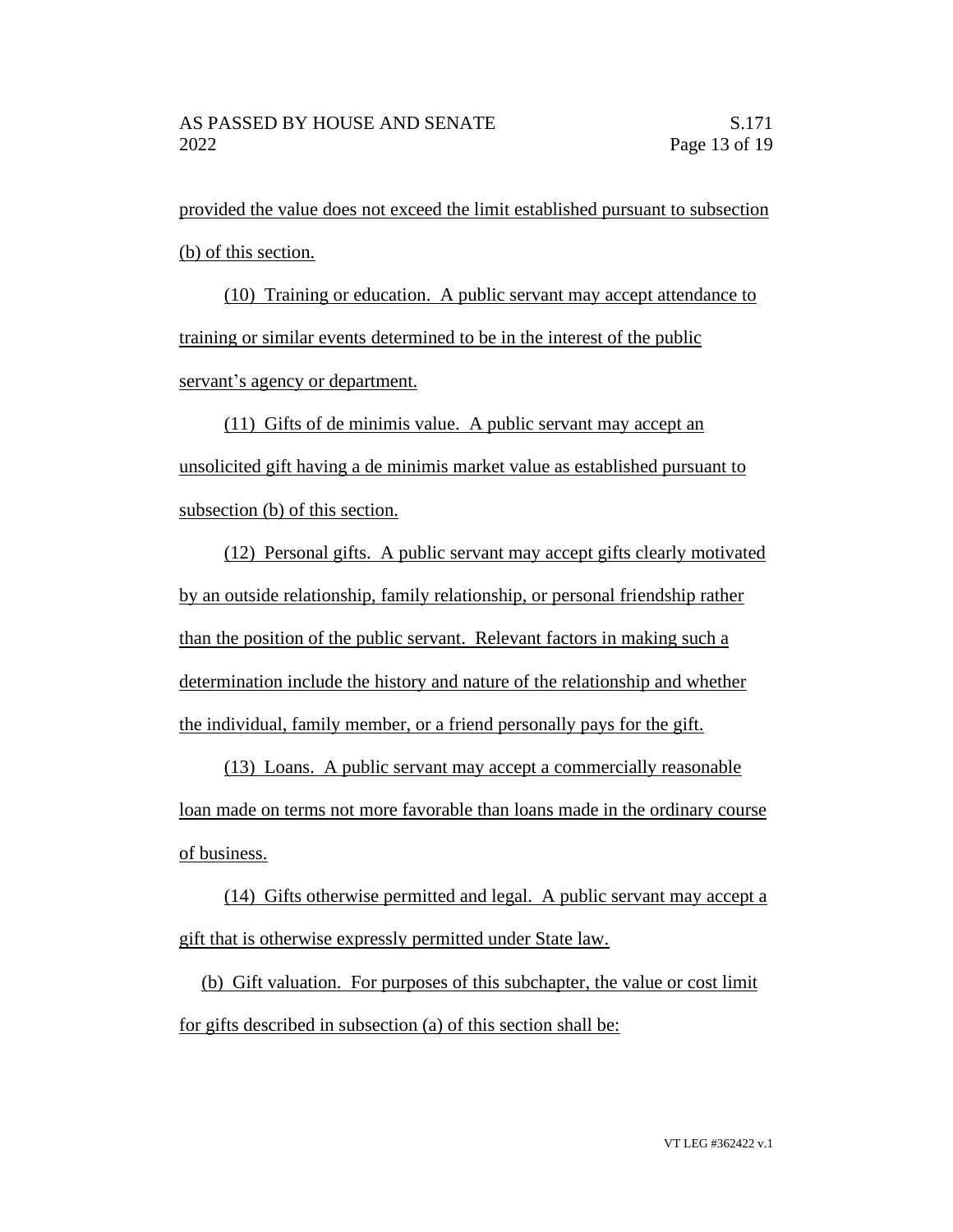provided the value does not exceed the limit established pursuant to subsection (b) of this section.

(10) Training or education. A public servant may accept attendance to training or similar events determined to be in the interest of the public servant's agency or department.

(11) Gifts of de minimis value. A public servant may accept an unsolicited gift having a de minimis market value as established pursuant to subsection (b) of this section.

(12) Personal gifts. A public servant may accept gifts clearly motivated by an outside relationship, family relationship, or personal friendship rather than the position of the public servant. Relevant factors in making such a determination include the history and nature of the relationship and whether the individual, family member, or a friend personally pays for the gift.

(13) Loans. A public servant may accept a commercially reasonable loan made on terms not more favorable than loans made in the ordinary course of business.

(14) Gifts otherwise permitted and legal. A public servant may accept a gift that is otherwise expressly permitted under State law.

(b) Gift valuation. For purposes of this subchapter, the value or cost limit for gifts described in subsection (a) of this section shall be: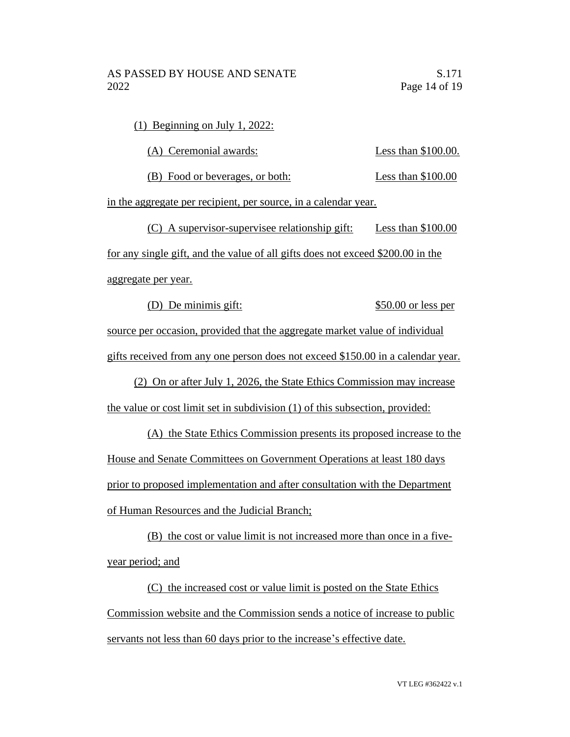(1) Beginning on July 1, 2022:

(A) Ceremonial awards: Less than $100.00.

(B) Food or beverages, or both: Less than $100.00 in the aggregate per recipient, per source, in a calendar year.

(C) A supervisor-supervisee relationship gift: Less than $100.00 for any single gift, and the value of all gifts does not exceed $200.00 in the aggregate per year.

(D) De minimis gift: $50.00 or less per source per occasion, provided that the aggregate market value of individual gifts received from any one person does not exceed $150.00 in a calendar year.

(2) On or after July 1, 2026, the State Ethics Commission may increase the value or cost limit set in subdivision (1) of this subsection, provided:

(A) the State Ethics Commission presents its proposed increase to the House and Senate Committees on Government Operations at least 180 days prior to proposed implementation and after consultation with the Department of Human Resources and the Judicial Branch;

(B) the cost or value limit is not increased more than once in a five-year period; and

(C) the increased cost or value limit is posted on the State Ethics Commission website and the Commission sends a notice of increase to public servants not less than 60 days prior to the increase's effective date.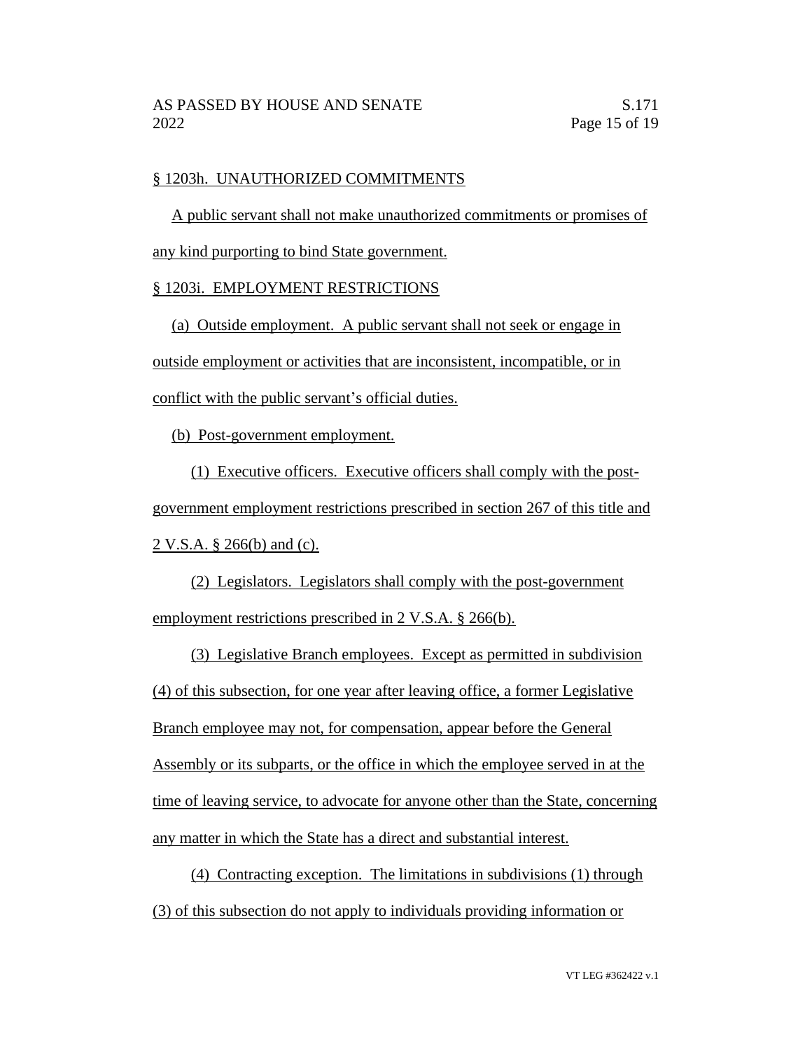§ 1203h. UNAUTHORIZED COMMITMENTS

A public servant shall not make unauthorized commitments or promises of any kind purporting to bind State government.

§ 1203i. EMPLOYMENT RESTRICTIONS

(a) Outside employment. A public servant shall not seek or engage in outside employment or activities that are inconsistent, incompatible, or in conflict with the public servant's official duties.

(b) Post-government employment.

(1) Executive officers. Executive officers shall comply with the post-government employment restrictions prescribed in section 267 of this title and 2 V.S.A. § 266(b) and (c).

(2) Legislators. Legislators shall comply with the post-government employment restrictions prescribed in 2 V.S.A. § 266(b).

(3) Legislative Branch employees. Except as permitted in subdivision (4) of this subsection, for one year after leaving office, a former Legislative Branch employee may not, for compensation, appear before the General Assembly or its subparts, or the office in which the employee served in at the time of leaving service, to advocate for anyone other than the State, concerning any matter in which the State has a direct and substantial interest.

(4) Contracting exception. The limitations in subdivisions (1) through (3) of this subsection do not apply to individuals providing information or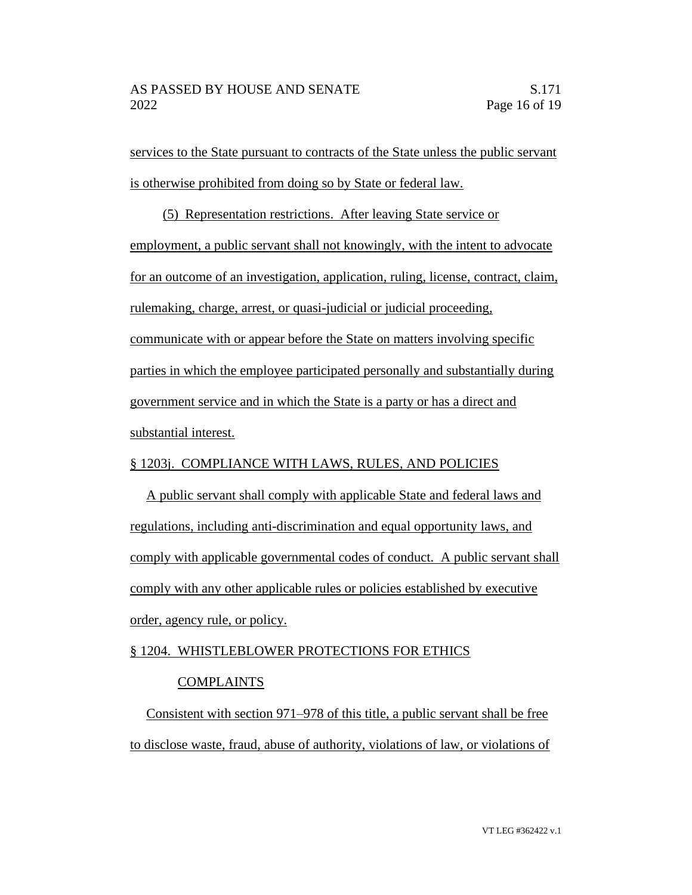services to the State pursuant to contracts of the State unless the public servant is otherwise prohibited from doing so by State or federal law.

(5) Representation restrictions. After leaving State service or employment, a public servant shall not knowingly, with the intent to advocate for an outcome of an investigation, application, ruling, license, contract, claim, rulemaking, charge, arrest, or quasi-judicial or judicial proceeding, communicate with or appear before the State on matters involving specific parties in which the employee participated personally and substantially during government service and in which the State is a party or has a direct and substantial interest.

§ 1203j. COMPLIANCE WITH LAWS, RULES, AND POLICIES

A public servant shall comply with applicable State and federal laws and regulations, including anti-discrimination and equal opportunity laws, and comply with applicable governmental codes of conduct. A public servant shall comply with any other applicable rules or policies established by executive order, agency rule, or policy.

§ 1204. WHISTLEBLOWER PROTECTIONS FOR ETHICS COMPLAINTS

Consistent with section 971–978 of this title, a public servant shall be free to disclose waste, fraud, abuse of authority, violations of law, or violations of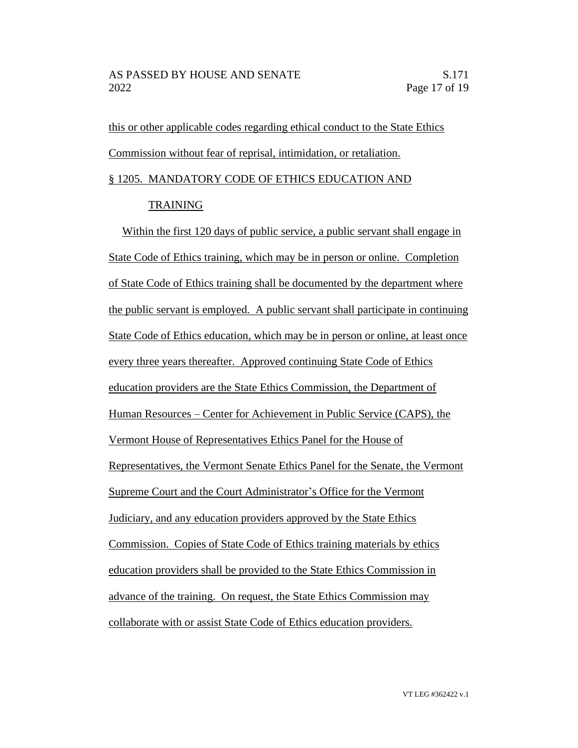this or other applicable codes regarding ethical conduct to the State Ethics Commission without fear of reprisal, intimidation, or retaliation.

§ 1205. MANDATORY CODE OF ETHICS EDUCATION AND TRAINING

Within the first 120 days of public service, a public servant shall engage in State Code of Ethics training, which may be in person or online. Completion of State Code of Ethics training shall be documented by the department where the public servant is employed. A public servant shall participate in continuing State Code of Ethics education, which may be in person or online, at least once every three years thereafter. Approved continuing State Code of Ethics education providers are the State Ethics Commission, the Department of Human Resources – Center for Achievement in Public Service (CAPS), the Vermont House of Representatives Ethics Panel for the House of Representatives, the Vermont Senate Ethics Panel for the Senate, the Vermont Supreme Court and the Court Administrator's Office for the Vermont Judiciary, and any education providers approved by the State Ethics Commission. Copies of State Code of Ethics training materials by ethics education providers shall be provided to the State Ethics Commission in advance of the training. On request, the State Ethics Commission may collaborate with or assist State Code of Ethics education providers.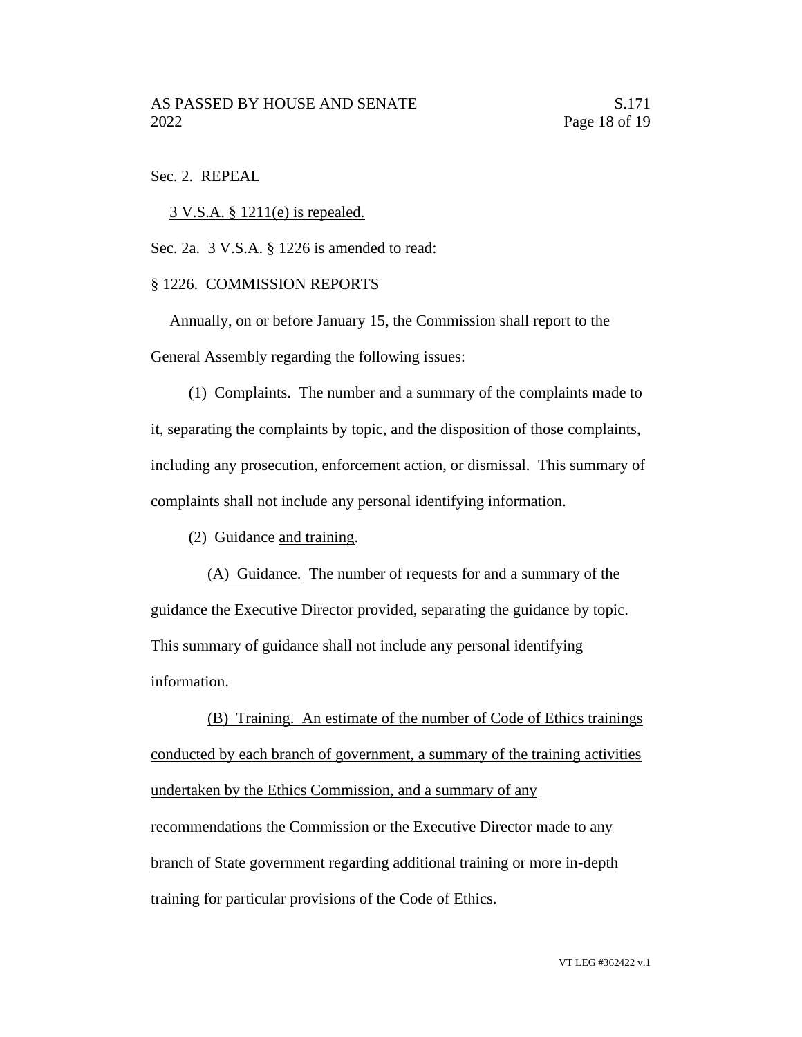Sec. 2. REPEAL

<u>3 V.S.A. § 1211(e) is repealed.</u>

Sec. 2a. 3 V.S.A. § 1226 is amended to read:

§ 1226. COMMISSION REPORTS

Annually, on or before January 15, the Commission shall report to the General Assembly regarding the following issues:

(1) Complaints. The number and a summary of the complaints made to it, separating the complaints by topic, and the disposition of those complaints, including any prosecution, enforcement action, or dismissal. This summary of complaints shall not include any personal identifying information.

(2) Guidance <u>and training</u>.

<u>(A) Guidance.</u> The number of requests for and a summary of the guidance the Executive Director provided, separating the guidance by topic. This summary of guidance shall not include any personal identifying information.

<u>(B) Training. An estimate of the number of Code of Ethics trainings conducted by each branch of government, a summary of the training activities undertaken by the Ethics Commission, and a summary of any recommendations the Commission or the Executive Director made to any branch of State government regarding additional training or more in-depth training for particular provisions of the Code of Ethics.</u>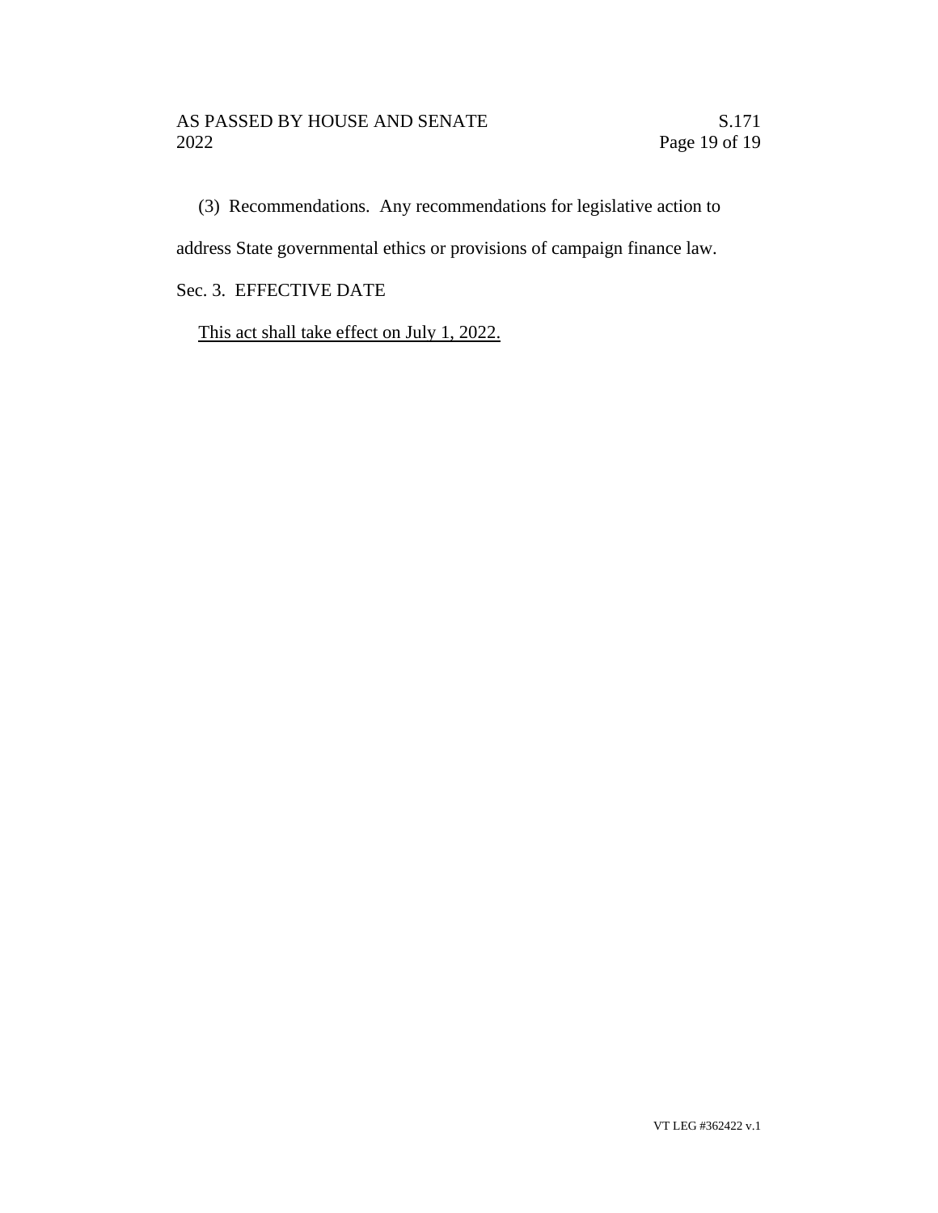(3) Recommendations. Any recommendations for legislative action to address State governmental ethics or provisions of campaign finance law.

Sec. 3. EFFECTIVE DATE

This act shall take effect on July 1, 2022.